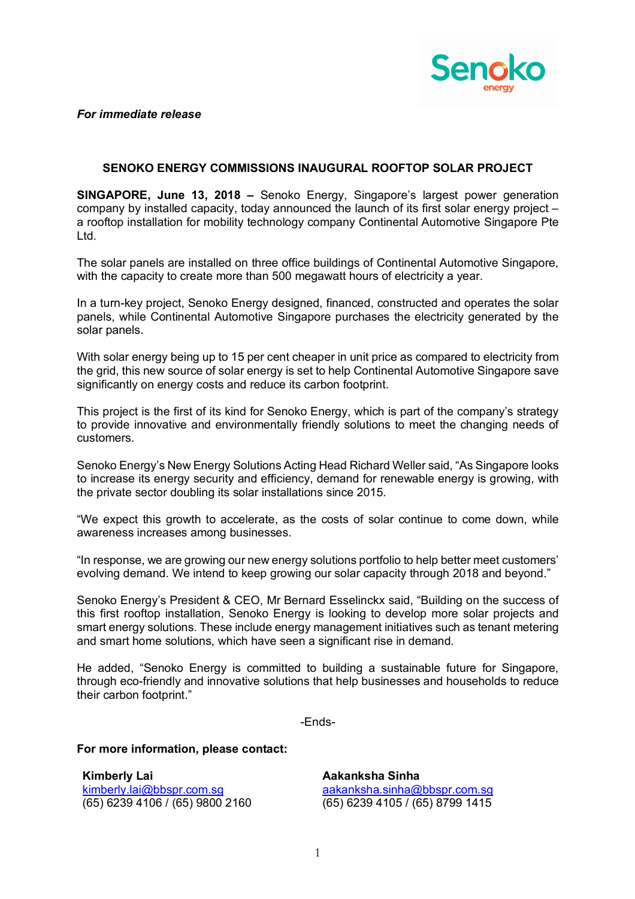*For immediate release*

## SENOKO ENERGY COMMISSIONS INAUGURAL ROOFTOP SOLAR PROJECT

**SINGAPORE, June 13, 2018 –** Senoko Energy, Singapore's largest power generation company by installed capacity, today announced the launch of its first solar energy project – a rooftop installation for mobility technology company Continental Automotive Singapore Pte Ltd.

The solar panels are installed on three office buildings of Continental Automotive Singapore, with the capacity to create more than 500 megawatt hours of electricity a year.

In a turn-key project, Senoko Energy designed, financed, constructed and operates the solar panels, while Continental Automotive Singapore purchases the electricity generated by the solar panels.

With solar energy being up to 15 per cent cheaper in unit price as compared to electricity from the grid, this new source of solar energy is set to help Continental Automotive Singapore save significantly on energy costs and reduce its carbon footprint.

This project is the first of its kind for Senoko Energy, which is part of the company's strategy to provide innovative and environmentally friendly solutions to meet the changing needs of customers.

Senoko Energy's New Energy Solutions Acting Head Richard Weller said, "As Singapore looks to increase its energy security and efficiency, demand for renewable energy is growing, with the private sector doubling its solar installations since 2015.

"We expect this growth to accelerate, as the costs of solar continue to come down, while awareness increases among businesses.

"In response, we are growing our new energy solutions portfolio to help better meet customers' evolving demand. We intend to keep growing our solar capacity through 2018 and beyond."

Senoko Energy's President & CEO, Mr Bernard Esselinckx said, "Building on the success of this first rooftop installation, Senoko Energy is looking to develop more solar projects and smart energy solutions. These include energy management initiatives such as tenant metering and smart home solutions, which have seen a significant rise in demand.

He added, "Senoko Energy is committed to building a sustainable future for Singapore, through eco-friendly and innovative solutions that help businesses and households to reduce their carbon footprint."

-Ends-

**For more information, please contact:**

**Kimberly Lai**
kimberly.lai@bbspr.com.sg
(65) 6239 4106 / (65) 9800 2160

**Aakanksha Sinha**
aakanksha.sinha@bbspr.com.sg
(65) 6239 4105 / (65) 8799 1415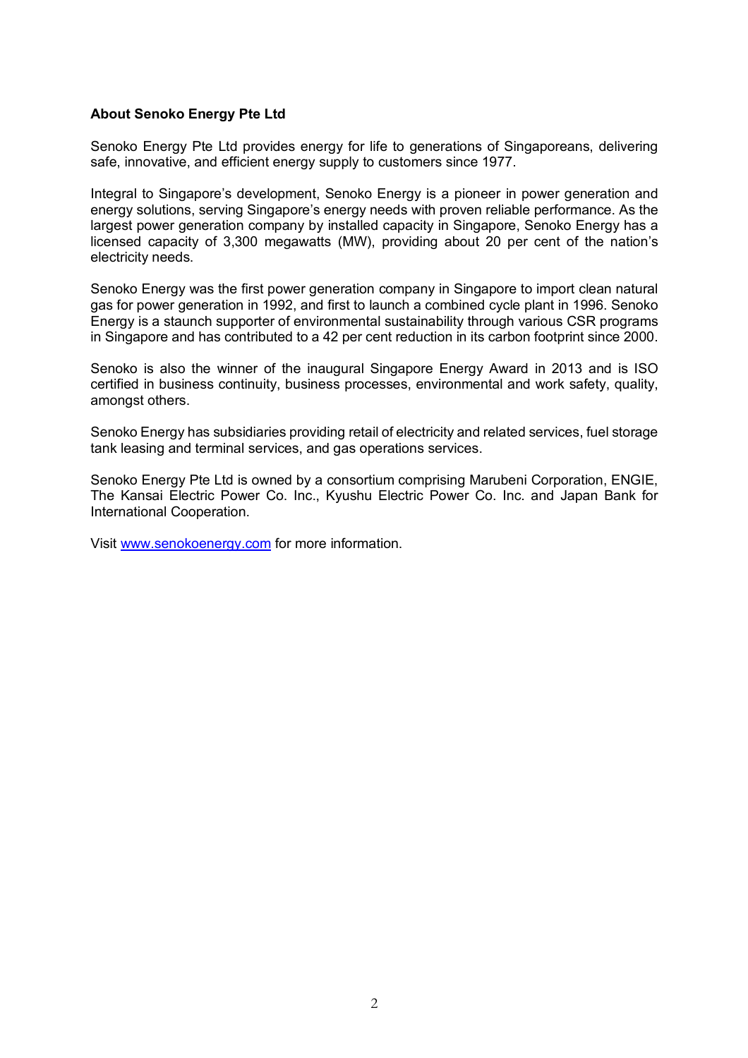**About Senoko Energy Pte Ltd**

Senoko Energy Pte Ltd provides energy for life to generations of Singaporeans, delivering safe, innovative, and efficient energy supply to customers since 1977.

Integral to Singapore's development, Senoko Energy is a pioneer in power generation and energy solutions, serving Singapore's energy needs with proven reliable performance. As the largest power generation company by installed capacity in Singapore, Senoko Energy has a licensed capacity of 3,300 megawatts (MW), providing about 20 per cent of the nation's electricity needs.

Senoko Energy was the first power generation company in Singapore to import clean natural gas for power generation in 1992, and first to launch a combined cycle plant in 1996. Senoko Energy is a staunch supporter of environmental sustainability through various CSR programs in Singapore and has contributed to a 42 per cent reduction in its carbon footprint since 2000.

Senoko is also the winner of the inaugural Singapore Energy Award in 2013 and is ISO certified in business continuity, business processes, environmental and work safety, quality, amongst others.

Senoko Energy has subsidiaries providing retail of electricity and related services, fuel storage tank leasing and terminal services, and gas operations services.

Senoko Energy Pte Ltd is owned by a consortium comprising Marubeni Corporation, ENGIE, The Kansai Electric Power Co. Inc., Kyushu Electric Power Co. Inc. and Japan Bank for International Cooperation.

Visit [www.senokoenergy.com](http://www.senokoenergy.com) for more information.